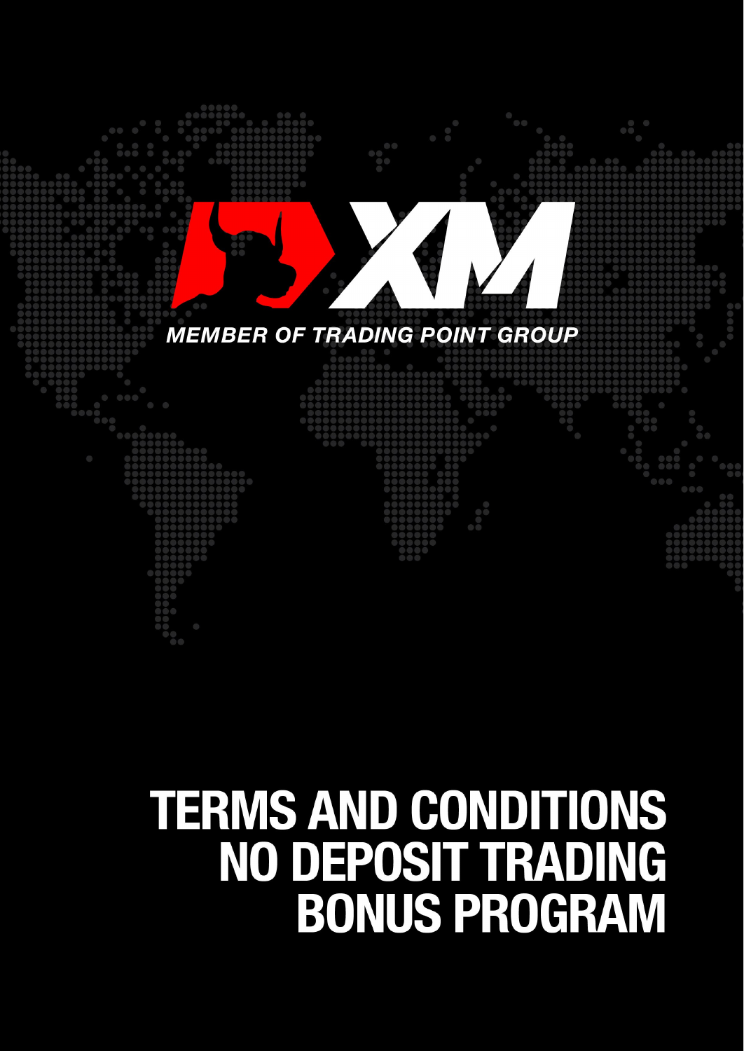MEMBER OF TRADING POINT GROUP

# TERMS AND CONDITIONS NO DEPOSIT TRADING BONUS PROGRAM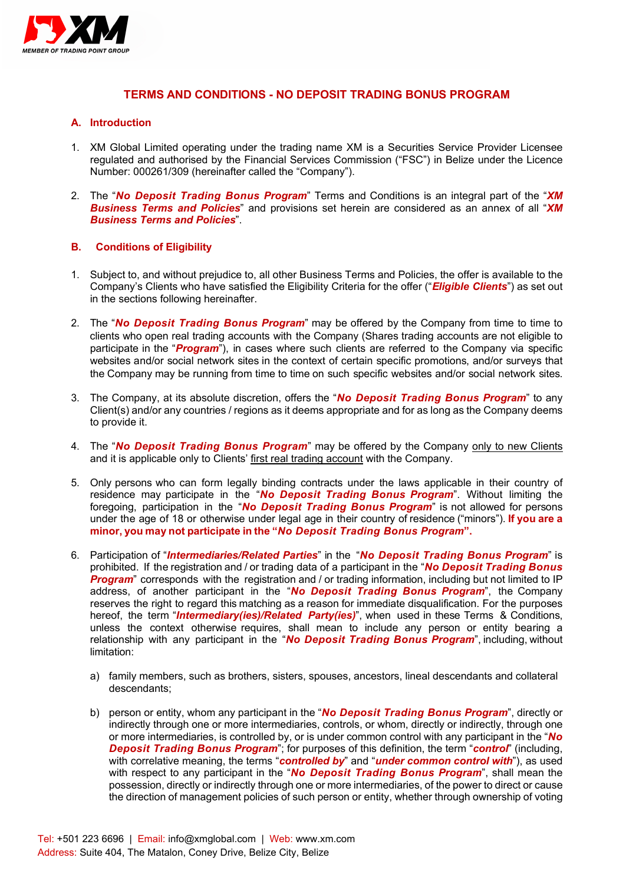## TERMS AND CONDITIONS - NO DEPOSIT TRADING BONUS PROGRAM

### A. Introduction

1. XM Global Limited operating under the trading name XM is a Securities Service Provider Licensee regulated and authorised by the Financial Services Commission ("FSC") in Belize under the Licence Number: 000261/309 (hereinafter called the "Company").

2. The "***No Deposit Trading Bonus Program***" Terms and Conditions is an integral part of the "***XM Business Terms and Policies***" and provisions set herein are considered as an annex of all "***XM Business Terms and Policies***".

### B. Conditions of Eligibility

1. Subject to, and without prejudice to, all other Business Terms and Policies, the offer is available to the Company's Clients who have satisfied the Eligibility Criteria for the offer ("***Eligible Clients***") as set out in the sections following hereinafter.

2. The "***No Deposit Trading Bonus Program***" may be offered by the Company from time to time to clients who open real trading accounts with the Company (Shares trading accounts are not eligible to participate in the "***Program***"), in cases where such clients are referred to the Company via specific websites and/or social network sites in the context of certain specific promotions, and/or surveys that the Company may be running from time to time on such specific websites and/or social network sites.

3. The Company, at its absolute discretion, offers the "***No Deposit Trading Bonus Program***" to any Client(s) and/or any countries / regions as it deems appropriate and for as long as the Company deems to provide it.

4. The "***No Deposit Trading Bonus Program***" may be offered by the Company only to new Clients and it is applicable only to Clients' first real trading account with the Company.

5. Only persons who can form legally binding contracts under the laws applicable in their country of residence may participate in the "***No Deposit Trading Bonus Program***". Without limiting the foregoing, participation in the "***No Deposit Trading Bonus Program***" is not allowed for persons under the age of 18 or otherwise under legal age in their country of residence ("minors"). **If you are a minor, you may not participate in the "*No Deposit Trading Bonus Program*".**

6. Participation of "***Intermediaries/Related Parties***" in the "***No Deposit Trading Bonus Program***" is prohibited. If the registration and / or trading data of a participant in the "***No Deposit Trading Bonus Program***" corresponds with the registration and / or trading information, including but not limited to IP address, of another participant in the "***No Deposit Trading Bonus Program***", the Company reserves the right to regard this matching as a reason for immediate disqualification. For the purposes hereof, the term "***Intermediary(ies)/Related Party(ies)***", when used in these Terms & Conditions, unless the context otherwise requires, shall mean to include any person or entity bearing a relationship with any participant in the "***No Deposit Trading Bonus Program***", including, without limitation:

   a) family members, such as brothers, sisters, spouses, ancestors, lineal descendants and collateral descendants;

   b) person or entity, whom any participant in the "***No Deposit Trading Bonus Program***", directly or indirectly through one or more intermediaries, controls, or whom, directly or indirectly, through one or more intermediaries, is controlled by, or is under common control with any participant in the "***No Deposit Trading Bonus Program***"; for purposes of this definition, the term "***control***" (including, with correlative meaning, the terms "***controlled by***" and "***under common control with***"), as used with respect to any participant in the "***No Deposit Trading Bonus Program***", shall mean the possession, directly or indirectly through one or more intermediaries, of the power to direct or cause the direction of management policies of such person or entity, whether through ownership of voting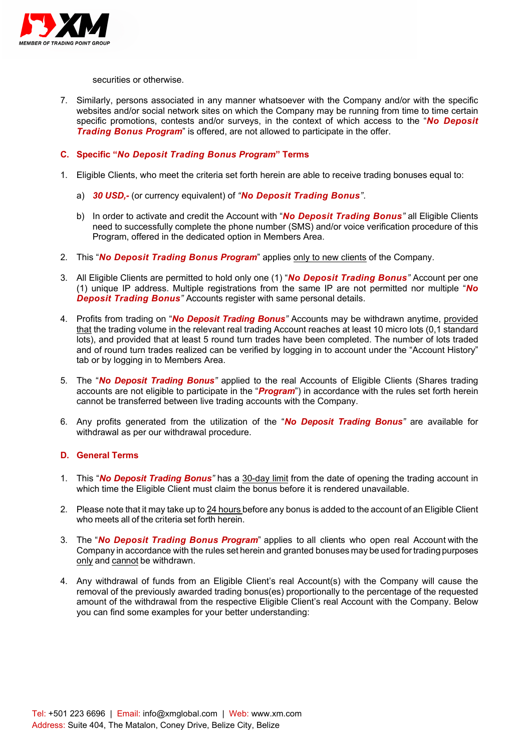securities or otherwise.

7. Similarly, persons associated in any manner whatsoever with the Company and/or with the specific websites and/or social network sites on which the Company may be running from time to time certain specific promotions, contests and/or surveys, in the context of which access to the "***No Deposit Trading Bonus Program***" is offered, are not allowed to participate in the offer.

## C. Specific "*No Deposit Trading Bonus Program*" Terms

1. Eligible Clients, who meet the criteria set forth herein are able to receive trading bonuses equal to:

   a) ***30 USD,-*** (or currency equivalent) of "***No Deposit Trading Bonus***".

   b) In order to activate and credit the Account with "***No Deposit Trading Bonus***" all Eligible Clients need to successfully complete the phone number (SMS) and/or voice verification procedure of this Program, offered in the dedicated option in Members Area.

2. This "***No Deposit Trading Bonus Program***" applies only to new clients of the Company.

3. All Eligible Clients are permitted to hold only one (1) "***No Deposit Trading Bonus***" Account per one (1) unique IP address. Multiple registrations from the same IP are not permitted nor multiple "***No Deposit Trading Bonus***" Accounts register with same personal details.

4. Profits from trading on "***No Deposit Trading Bonus***" Accounts may be withdrawn anytime, provided that the trading volume in the relevant real trading Account reaches at least 10 micro lots (0,1 standard lots), and provided that at least 5 round turn trades have been completed. The number of lots traded and of round turn trades realized can be verified by logging in to account under the "Account History" tab or by logging in to Members Area.

5. The "***No Deposit Trading Bonus***" applied to the real Accounts of Eligible Clients (Shares trading accounts are not eligible to participate in the "***Program***") in accordance with the rules set forth herein cannot be transferred between live trading accounts with the Company.

6. Any profits generated from the utilization of the "***No Deposit Trading Bonus***" are available for withdrawal as per our withdrawal procedure.

## D. General Terms

1. This "***No Deposit Trading Bonus***" has a 30-day limit from the date of opening the trading account in which time the Eligible Client must claim the bonus before it is rendered unavailable.

2. Please note that it may take up to 24 hours before any bonus is added to the account of an Eligible Client who meets all of the criteria set forth herein.

3. The "***No Deposit Trading Bonus Program***" applies to all clients who open real Account with the Company in accordance with the rules set herein and granted bonuses may be used for trading purposes only and cannot be withdrawn.

4. Any withdrawal of funds from an Eligible Client's real Account(s) with the Company will cause the removal of the previously awarded trading bonus(es) proportionally to the percentage of the requested amount of the withdrawal from the respective Eligible Client's real Account with the Company. Below you can find some examples for your better understanding: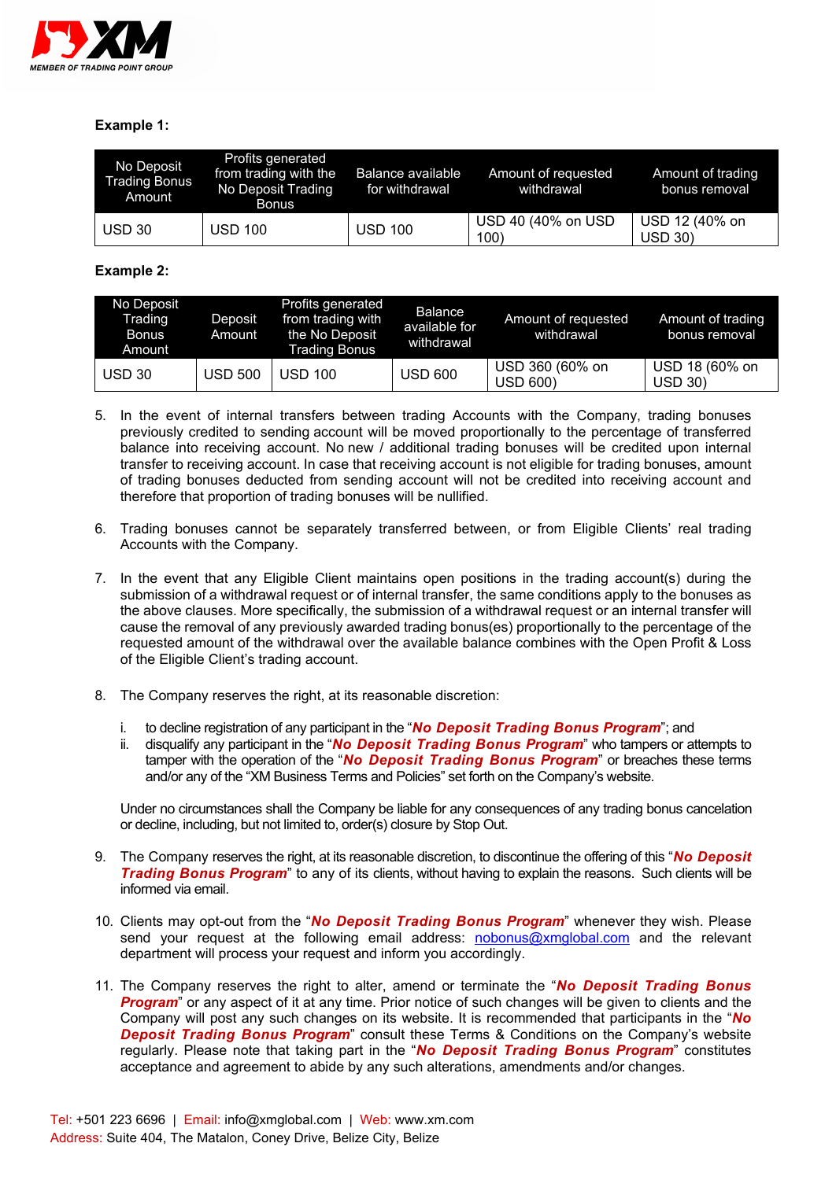**Example 1:**

| No Deposit Trading Bonus Amount | Profits generated from trading with the No Deposit Trading Bonus | Balance available for withdrawal | Amount of requested withdrawal | Amount of trading bonus removal |
|---|---|---|---|---|
| USD 30 | USD 100 | USD 100 | USD 40 (40% on USD 100) | USD 12 (40% on USD 30) |

**Example 2:**

| No Deposit Trading Bonus Amount | Deposit Amount | Profits generated from trading with the No Deposit Trading Bonus | Balance available for withdrawal | Amount of requested withdrawal | Amount of trading bonus removal |
|---|---|---|---|---|---|
| USD 30 | USD 500 | USD 100 | USD 600 | USD 360 (60% on USD 600) | USD 18 (60% on USD 30) |

5. In the event of internal transfers between trading Accounts with the Company, trading bonuses previously credited to sending account will be moved proportionally to the percentage of transferred balance into receiving account. No new / additional trading bonuses will be credited upon internal transfer to receiving account. In case that receiving account is not eligible for trading bonuses, amount of trading bonuses deducted from sending account will not be credited into receiving account and therefore that proportion of trading bonuses will be nullified.

6. Trading bonuses cannot be separately transferred between, or from Eligible Clients' real trading Accounts with the Company.

7. In the event that any Eligible Client maintains open positions in the trading account(s) during the submission of a withdrawal request or of internal transfer, the same conditions apply to the bonuses as the above clauses. More specifically, the submission of a withdrawal request or an internal transfer will cause the removal of any previously awarded trading bonus(es) proportionally to the percentage of the requested amount of the withdrawal over the available balance combines with the Open Profit & Loss of the Eligible Client's trading account.

8. The Company reserves the right, at its reasonable discretion:

   i. to decline registration of any participant in the "***No Deposit Trading Bonus Program***"; and
   
   ii. disqualify any participant in the "***No Deposit Trading Bonus Program***" who tampers or attempts to tamper with the operation of the "***No Deposit Trading Bonus Program***" or breaches these terms and/or any of the "XM Business Terms and Policies" set forth on the Company's website.

   Under no circumstances shall the Company be liable for any consequences of any trading bonus cancelation or decline, including, but not limited to, order(s) closure by Stop Out.

9. The Company reserves the right, at its reasonable discretion, to discontinue the offering of this "***No Deposit Trading Bonus Program***" to any of its clients, without having to explain the reasons. Such clients will be informed via email.

10. Clients may opt-out from the "***No Deposit Trading Bonus Program***" whenever they wish. Please send your request at the following email address: nobonus@xmglobal.com and the relevant department will process your request and inform you accordingly.

11. The Company reserves the right to alter, amend or terminate the "***No Deposit Trading Bonus Program***" or any aspect of it at any time. Prior notice of such changes will be given to clients and the Company will post any such changes on its website. It is recommended that participants in the "***No Deposit Trading Bonus Program***" consult these Terms & Conditions on the Company's website regularly. Please note that taking part in the "***No Deposit Trading Bonus Program***" constitutes acceptance and agreement to abide by any such alterations, amendments and/or changes.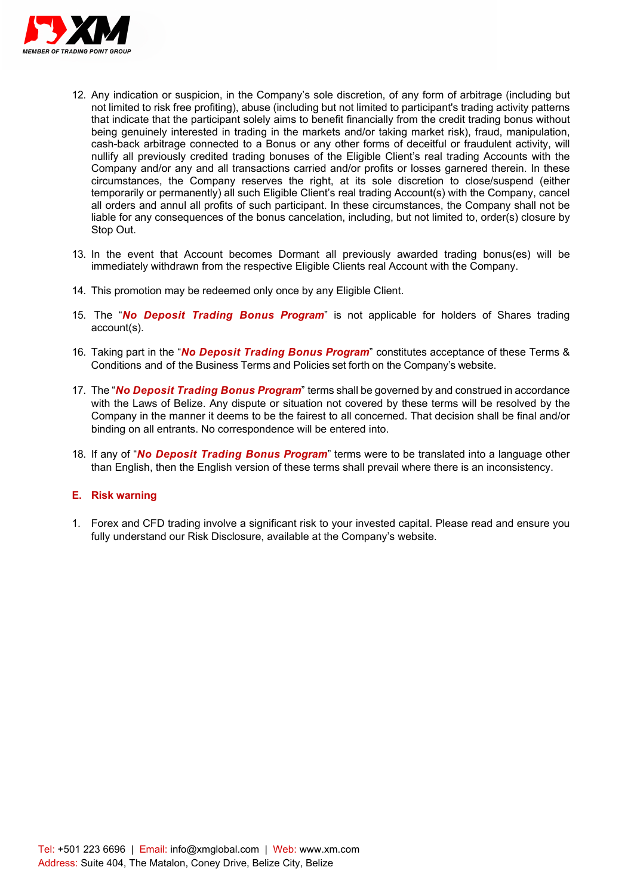12. Any indication or suspicion, in the Company's sole discretion, of any form of arbitrage (including but not limited to risk free profiting), abuse (including but not limited to participant's trading activity patterns that indicate that the participant solely aims to benefit financially from the credit trading bonus without being genuinely interested in trading in the markets and/or taking market risk), fraud, manipulation, cash-back arbitrage connected to a Bonus or any other forms of deceitful or fraudulent activity, will nullify all previously credited trading bonuses of the Eligible Client's real trading Accounts with the Company and/or any and all transactions carried and/or profits or losses garnered therein. In these circumstances, the Company reserves the right, at its sole discretion to close/suspend (either temporarily or permanently) all such Eligible Client's real trading Account(s) with the Company, cancel all orders and annul all profits of such participant. In these circumstances, the Company shall not be liable for any consequences of the bonus cancelation, including, but not limited to, order(s) closure by Stop Out.

13. In the event that Account becomes Dormant all previously awarded trading bonus(es) will be immediately withdrawn from the respective Eligible Clients real Account with the Company.

14. This promotion may be redeemed only once by any Eligible Client.

15. The "***No Deposit Trading Bonus Program***" is not applicable for holders of Shares trading account(s).

16. Taking part in the "***No Deposit Trading Bonus Program***" constitutes acceptance of these Terms & Conditions and of the Business Terms and Policies set forth on the Company's website.

17. The "***No Deposit Trading Bonus Program***" terms shall be governed by and construed in accordance with the Laws of Belize. Any dispute or situation not covered by these terms will be resolved by the Company in the manner it deems to be the fairest to all concerned. That decision shall be final and/or binding on all entrants. No correspondence will be entered into.

18. If any of "***No Deposit Trading Bonus Program***" terms were to be translated into a language other than English, then the English version of these terms shall prevail where there is an inconsistency.

## E. Risk warning

1. Forex and CFD trading involve a significant risk to your invested capital. Please read and ensure you fully understand our Risk Disclosure, available at the Company's website.